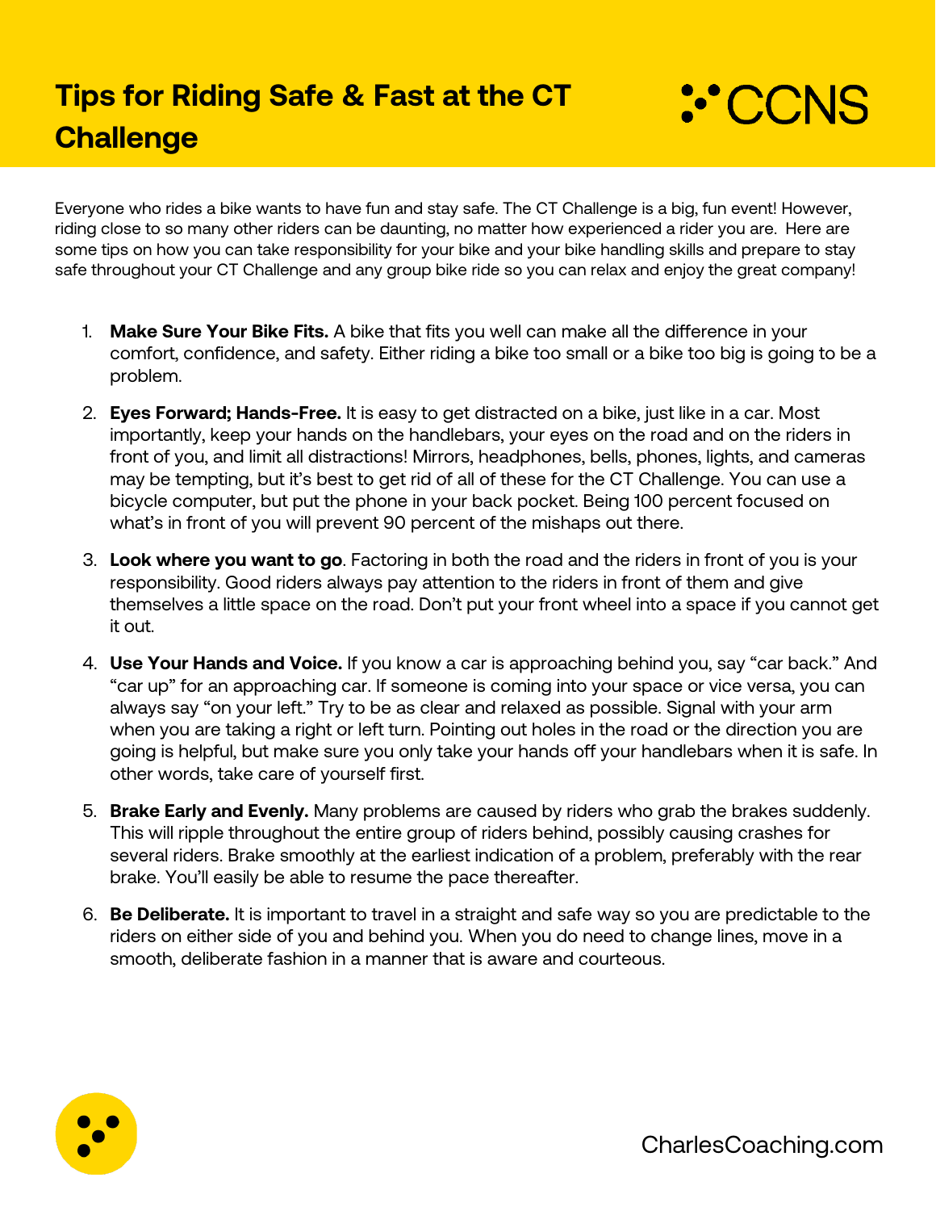# Tips for Riding Safe & Fast at the CT Challenge

CCNS

Everyone who rides a bike wants to have fun and stay safe. The CT Challenge is a big, fun event! However, riding close to so many other riders can be daunting, no matter how experienced a rider you are. Here are some tips on how you can take responsibility for your bike and your bike handling skills and prepare to stay safe throughout your CT Challenge and any group bike ride so you can relax and enjoy the great company!

1. **Make Sure Your Bike Fits.** A bike that fits you well can make all the difference in your comfort, confidence, and safety. Either riding a bike too small or a bike too big is going to be a problem.

2. **Eyes Forward; Hands-Free.** It is easy to get distracted on a bike, just like in a car. Most importantly, keep your hands on the handlebars, your eyes on the road and on the riders in front of you, and limit all distractions! Mirrors, headphones, bells, phones, lights, and cameras may be tempting, but it's best to get rid of all of these for the CT Challenge. You can use a bicycle computer, but put the phone in your back pocket. Being 100 percent focused on what's in front of you will prevent 90 percent of the mishaps out there.

3. **Look where you want to go**. Factoring in both the road and the riders in front of you is your responsibility. Good riders always pay attention to the riders in front of them and give themselves a little space on the road. Don't put your front wheel into a space if you cannot get it out.

4. **Use Your Hands and Voice.** If you know a car is approaching behind you, say "car back." And "car up" for an approaching car. If someone is coming into your space or vice versa, you can always say "on your left." Try to be as clear and relaxed as possible. Signal with your arm when you are taking a right or left turn. Pointing out holes in the road or the direction you are going is helpful, but make sure you only take your hands off your handlebars when it is safe. In other words, take care of yourself first.

5. **Brake Early and Evenly.** Many problems are caused by riders who grab the brakes suddenly. This will ripple throughout the entire group of riders behind, possibly causing crashes for several riders. Brake smoothly at the earliest indication of a problem, preferably with the rear brake. You'll easily be able to resume the pace thereafter.

6. **Be Deliberate.** It is important to travel in a straight and safe way so you are predictable to the riders on either side of you and behind you. When you do need to change lines, move in a smooth, deliberate fashion in a manner that is aware and courteous.

CharlesCoaching.com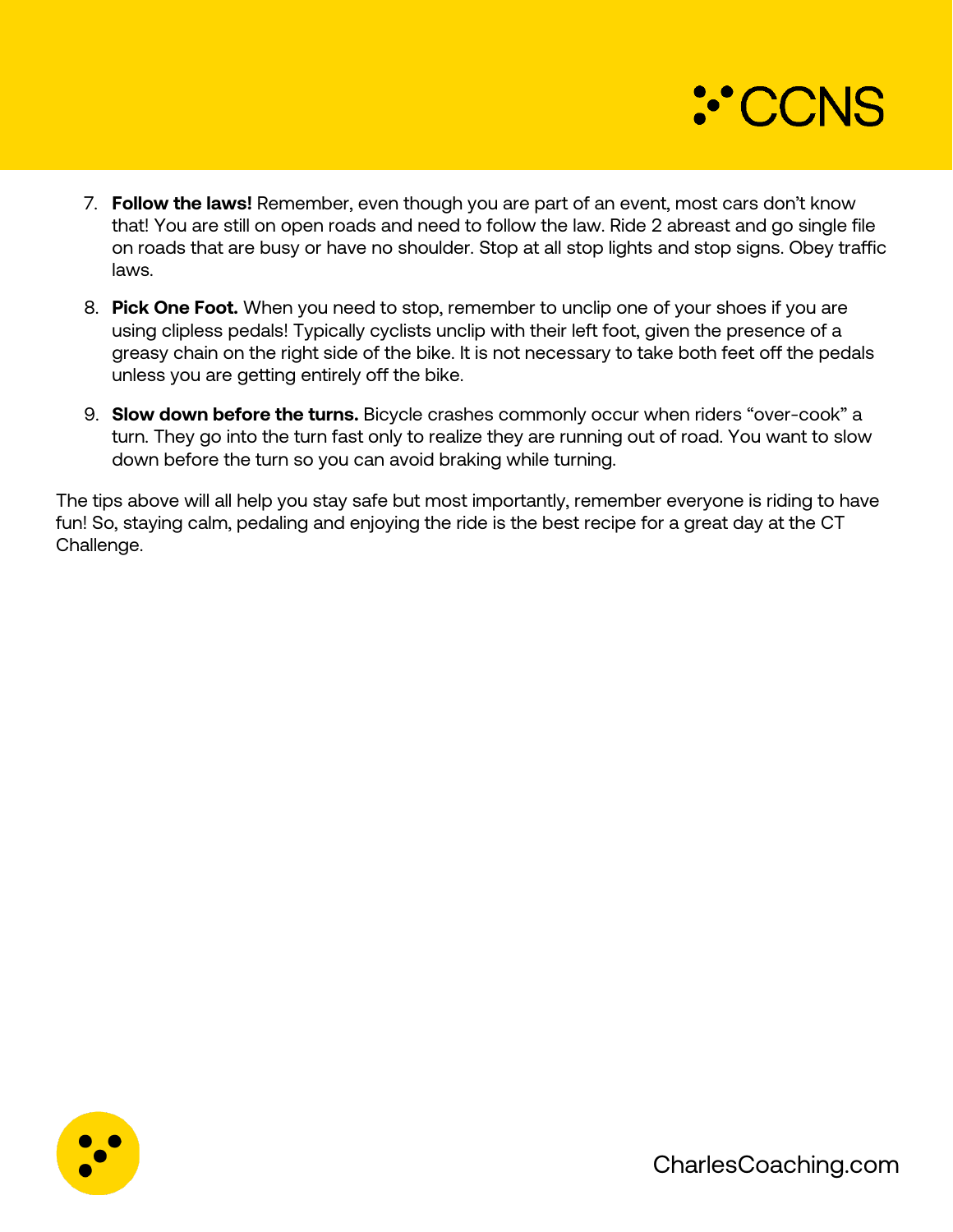7. **Follow the laws!** Remember, even though you are part of an event, most cars don't know that! You are still on open roads and need to follow the law. Ride 2 abreast and go single file on roads that are busy or have no shoulder. Stop at all stop lights and stop signs. Obey traffic laws.

8. **Pick One Foot.** When you need to stop, remember to unclip one of your shoes if you are using clipless pedals! Typically cyclists unclip with their left foot, given the presence of a greasy chain on the right side of the bike. It is not necessary to take both feet off the pedals unless you are getting entirely off the bike.

9. **Slow down before the turns.** Bicycle crashes commonly occur when riders "over-cook" a turn. They go into the turn fast only to realize they are running out of road. You want to slow down before the turn so you can avoid braking while turning.

The tips above will all help you stay safe but most importantly, remember everyone is riding to have fun! So, staying calm, pedaling and enjoying the ride is the best recipe for a great day at the CT Challenge.